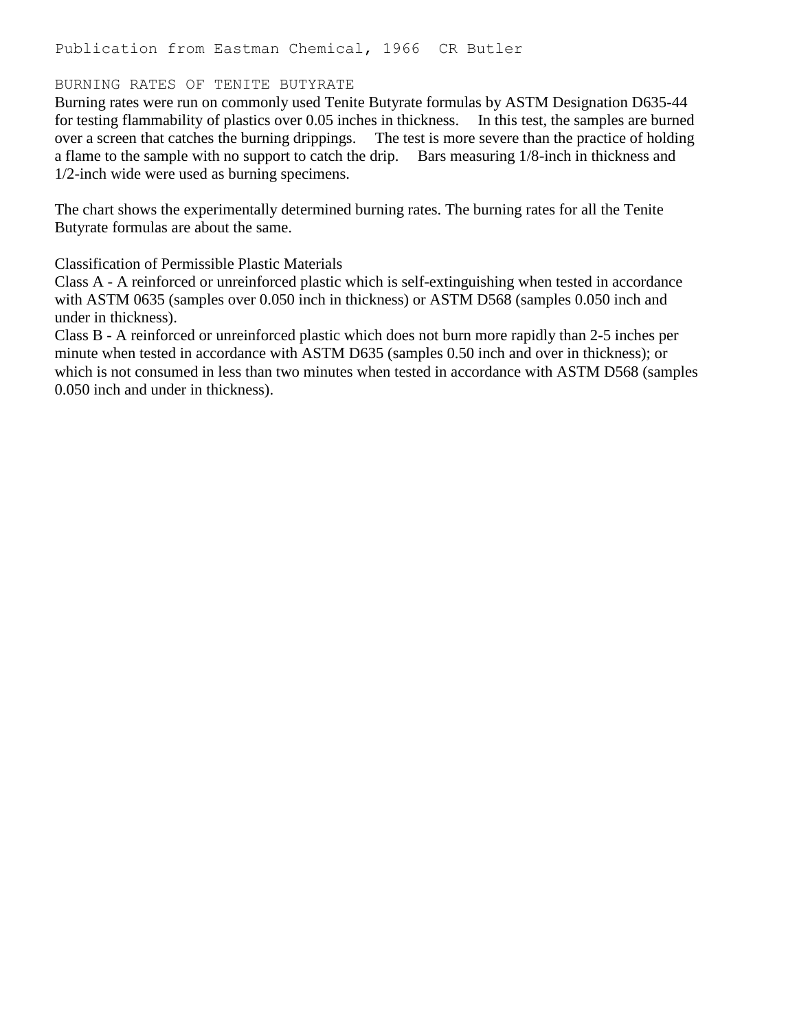Publication from Eastman Chemical, 1966  CR Butler

## BURNING RATES OF TENITE BUTYRATE

Burning rates were run on commonly used Tenite Butyrate formulas by ASTM Designation D635-44 for testing flammability of plastics over 0.05 inches in thickness.   In this test, the samples are burned over a screen that catches the burning drippings.   The test is more severe than the practice of holding a flame to the sample with no support to catch the drip.   Bars measuring 1/8-inch in thickness and 1/2-inch wide were used as burning specimens.

The chart shows the experimentally determined burning rates. The burning rates for all the Tenite Butyrate formulas are about the same.

### Classification of Permissible Plastic Materials

Class A - A reinforced or unreinforced plastic which is self-extinguishing when tested in accordance with ASTM 0635 (samples over 0.050 inch in thickness) or ASTM D568 (samples 0.050 inch and under in thickness).

Class B - A reinforced or unreinforced plastic which does not burn more rapidly than 2-5 inches per minute when tested in accordance with ASTM D635 (samples 0.50 inch and over in thickness); or which is not consumed in less than two minutes when tested in accordance with ASTM D568 (samples 0.050 inch and under in thickness).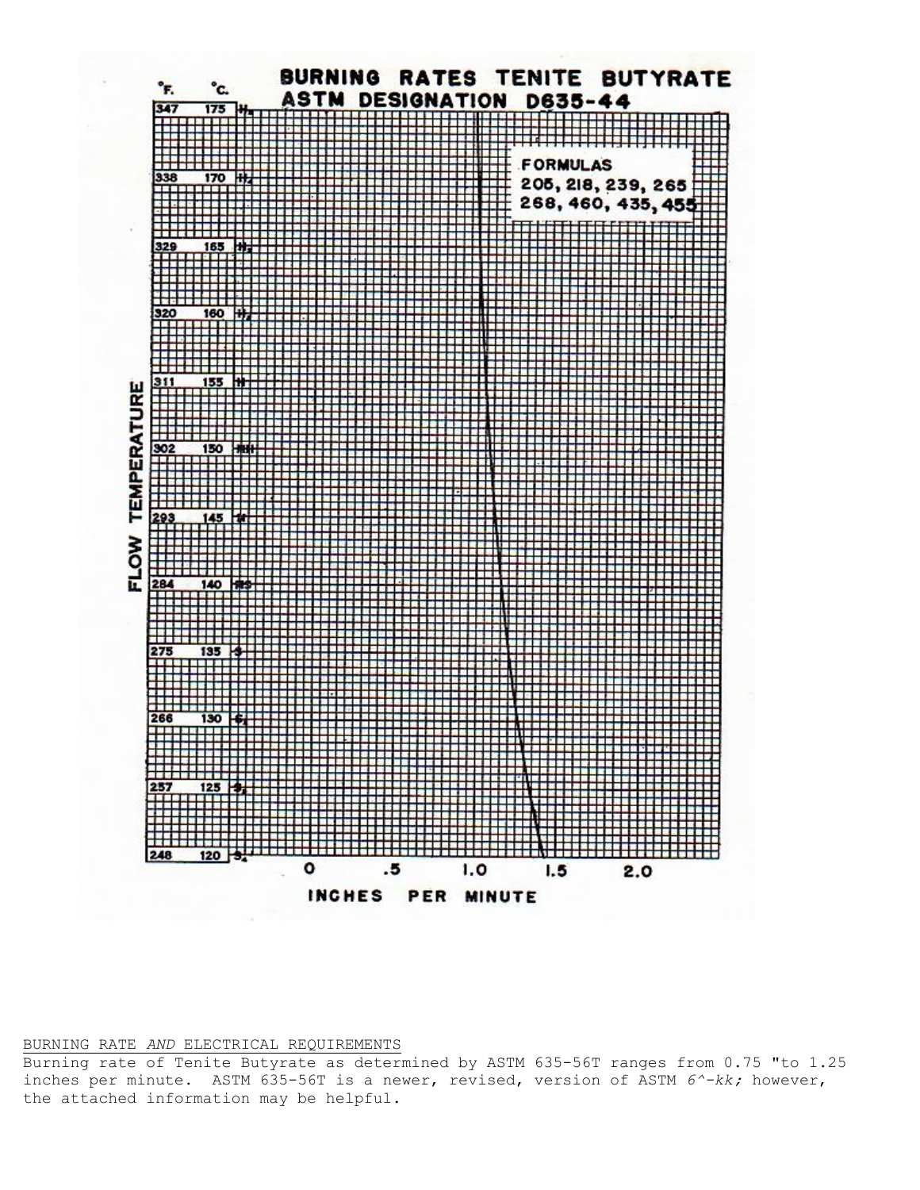# BURNING RATES TENITE BUTYRATE
## ASTM DESIGNATION D635-44

| °F. | °C. |
|---|---|
| 347 | 175 |
| 338 | 170 |
| 329 | 165 |
| 320 | 160 |
| 311 | 155 |
| 302 | 150 |
| 293 | 145 |
| 284 | 140 |
| 275 | 135 |
| 266 | 130 |
| 257 | 125 |
| 248 | 120 |

FLOW TEMPERATURE

FORMULAS
205, 218, 239, 265
268, 460, 435, 455

0 .5 1.0 1.5 2.0

INCHES PER MINUTE

BURNING RATE *AND* ELECTRICAL REQUIREMENTS

Burning rate of Tenite Butyrate as determined by ASTM 635-56T ranges from 0.75 "to 1.25 inches per minute. ASTM 635-56T is a newer, revised, version of ASTM *6^-kk;* however, the attached information may be helpful.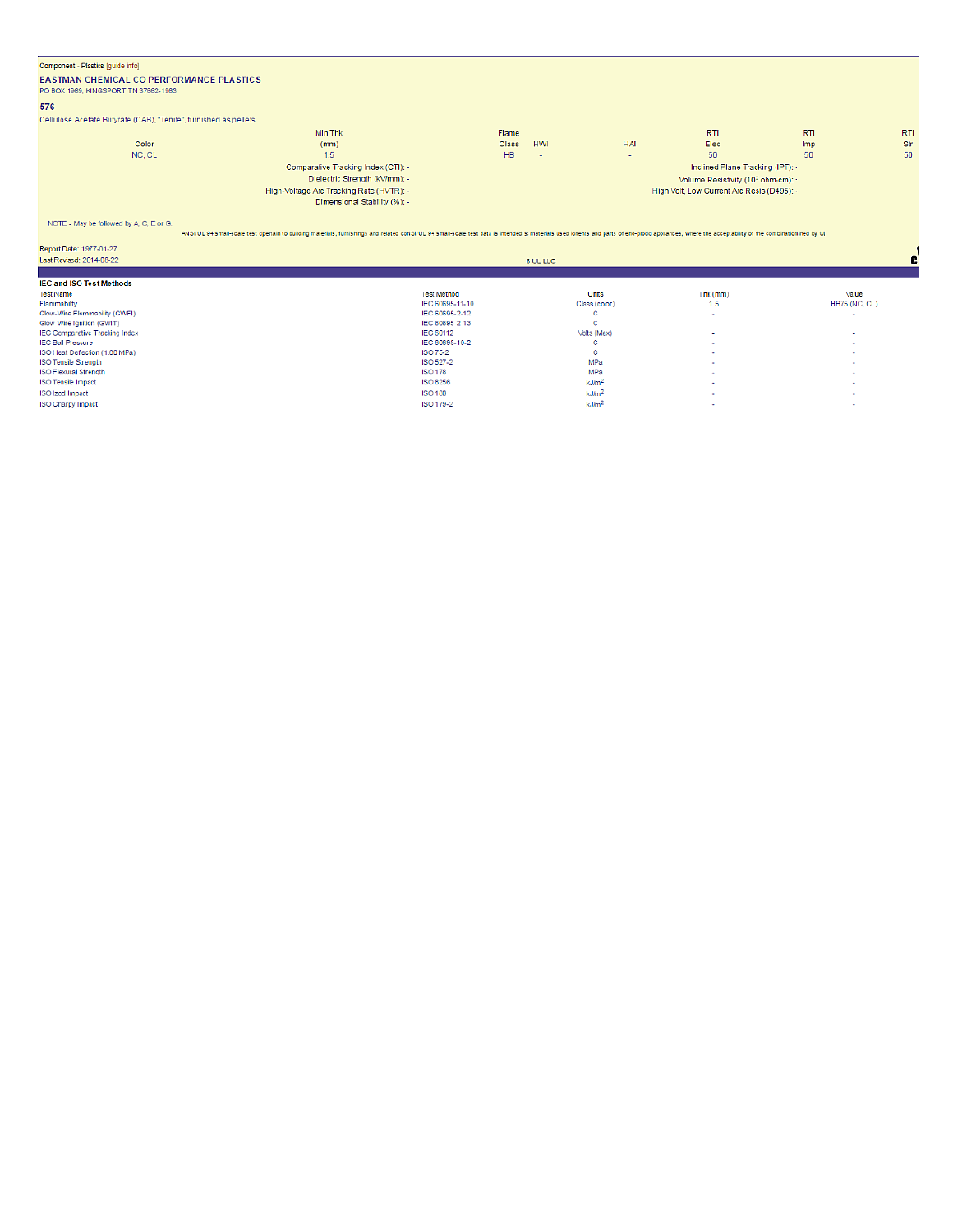Component - Plastics [guide info]

**EASTMAN CHEMICAL CO PERFORMANCE PLASTICS**

PO BOX 1969, KINGSPORT TN 37662-1963

**576**

Cellulose Acetate Butyrate (CAB), "Tenite", furnished as pellets

| Color | Min Thk (mm) | Flame Class | HWI | HAI | RTI Elec | RTI Imp | RTI Str |
|---|---|---|---|---|---|---|---|
| NC, CL | 1.5 | HB | - | - | 50 | 50 | 50 |

Comparative Tracking Index (CTI): -

Dielectric Strength (kV/mm): -

High-Voltage Arc Tracking Rate (HVTR): -

Dimensional Stability (%): -

Inclined Plane Tracking (IPT): -

Volume Resistivity ($10^x$ ohm-cm): -

High Volt, Low Current Arc Resis (D495): -

NOTE - May be followed by A, C, E or G.

ANSI/UL 94 small-scale test operain to building materials, furnishings and related conSI/UL 94 small-scale test data is intended a materials used lonents and parts of end-prodd appliances, where the acceptability of the combinationined by UI

Report Date: 1977-01-27

Last Revised: 2014-08-22

© UL LLC

## IEC and ISO Test Methods

| Test Name | Test Method | Units | Thk (mm) | Value |
|---|---|---|---|---|
| Flammability | IEC 60695-11-10 | Class (color) | 1.5 | HB75 (NC, CL) |
| Glow-Wire Flammability (GWFI) | IEC 60695-2-12 | C | - | - |
| Glow-Wire Ignition (GWIT) | IEC 60695-2-13 | C | - | - |
| IEC Comparative Tracking Index | IEC 60112 | Volts (Max) | - | - |
| IEC Ball Pressure | IEC 60695-10-2 | C | - | - |
| ISO Heat Deflection (1.80 MPa) | ISO 75-2 | C | - | - |
| ISO Tensile Strength | ISO 527-2 | MPa | - | - |
| ISO Flexural Strength | ISO 178 | MPa | - | - |
| ISO Tensile Impact | ISO 8256 | $kJ/m^2$ | - | - |
| ISO Izod Impact | ISO 180 | $kJ/m^2$ | - | - |
| ISO Charpy Impact | ISO 179-2 | $kJ/m^2$ | - | - |